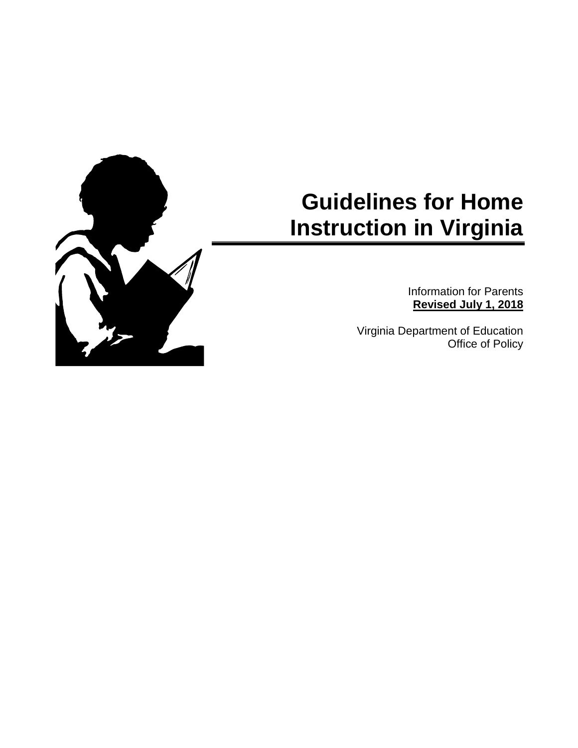# Guidelines for Home Instruction in Virginia

Information for Parents
**Revised July 1, 2018**

Virginia Department of Education
Office of Policy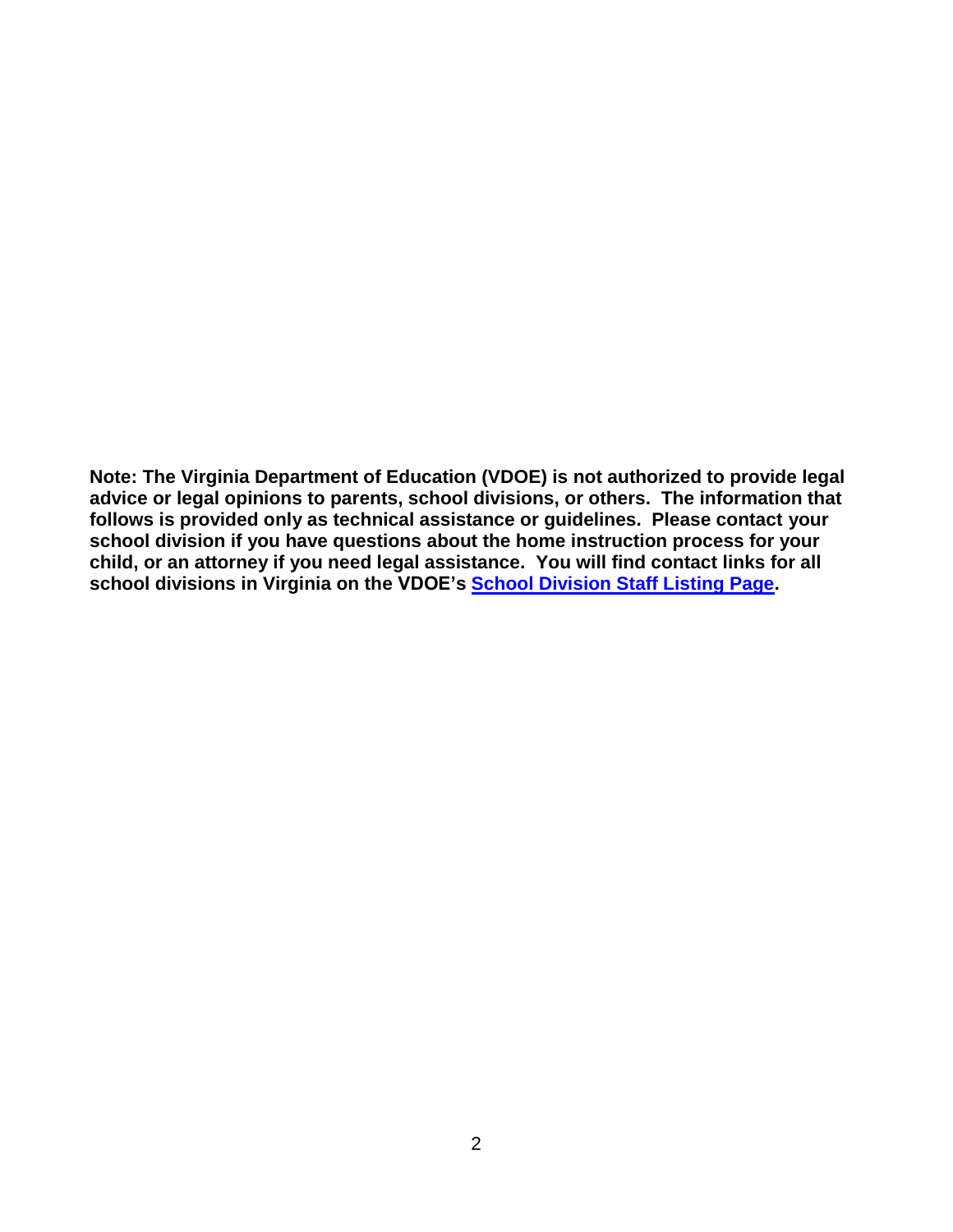**Note: The Virginia Department of Education (VDOE) is not authorized to provide legal advice or legal opinions to parents, school divisions, or others. The information that follows is provided only as technical assistance or guidelines. Please contact your school division if you have questions about the home instruction process for your child, or an attorney if you need legal assistance. You will find contact links for all school divisions in Virginia on the VDOE's School Division Staff Listing Page.**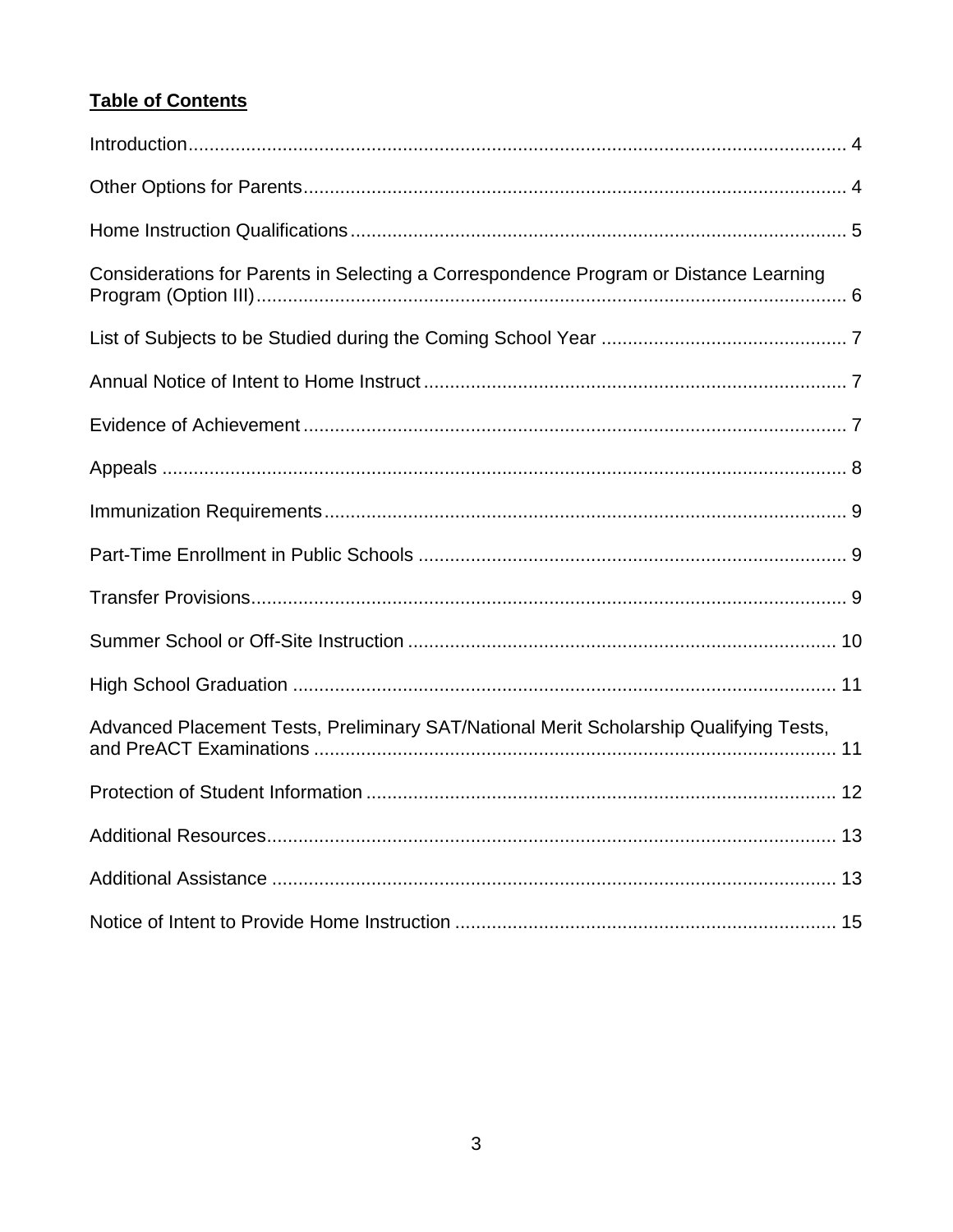**Table of Contents**

Introduction ........................................................................................................................ 4

Other Options for Parents ................................................................................................ 4

Home Instruction Qualifications ....................................................................................... 5

Considerations for Parents in Selecting a Correspondence Program or Distance Learning Program (Option III) ......................................................................................................... 6

List of Subjects to be Studied during the Coming School Year ........................................ 7

Annual Notice of Intent to Home Instruct ......................................................................... 7

Evidence of Achievement ................................................................................................. 7

Appeals ............................................................................................................................ 8

Immunization Requirements ............................................................................................. 9

Part-Time Enrollment in Public Schools ........................................................................... 9

Transfer Provisions ........................................................................................................... 9

Summer School or Off-Site Instruction ........................................................................... 10

High School Graduation .................................................................................................. 11

Advanced Placement Tests, Preliminary SAT/National Merit Scholarship Qualifying Tests, and PreACT Examinations ............................................................................................. 11

Protection of Student Information ................................................................................... 12

Additional Resources ...................................................................................................... 13

Additional Assistance ..................................................................................................... 13

Notice of Intent to Provide Home Instruction .................................................................. 15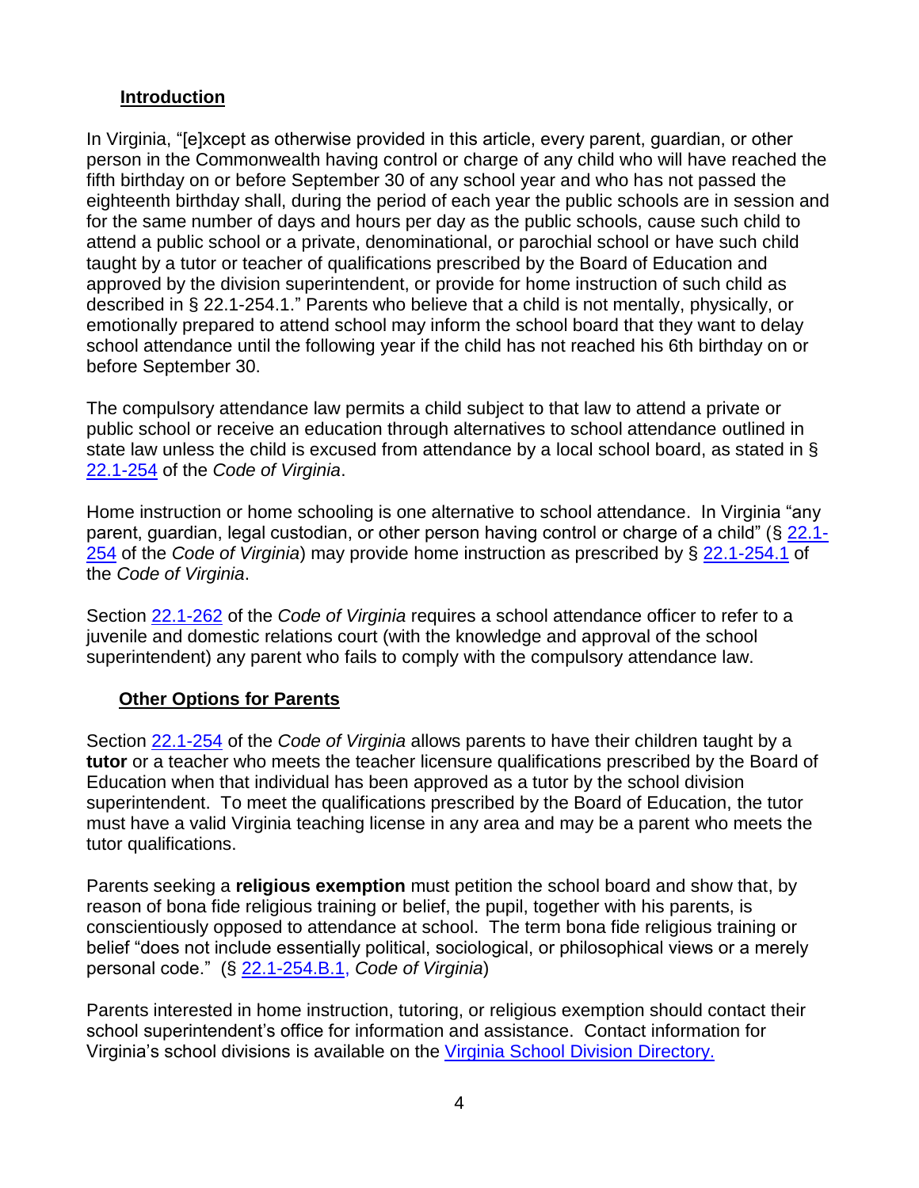## Introduction

In Virginia, "[e]xcept as otherwise provided in this article, every parent, guardian, or other person in the Commonwealth having control or charge of any child who will have reached the fifth birthday on or before September 30 of any school year and who has not passed the eighteenth birthday shall, during the period of each year the public schools are in session and for the same number of days and hours per day as the public schools, cause such child to attend a public school or a private, denominational, or parochial school or have such child taught by a tutor or teacher of qualifications prescribed by the Board of Education and approved by the division superintendent, or provide for home instruction of such child as described in § 22.1-254.1." Parents who believe that a child is not mentally, physically, or emotionally prepared to attend school may inform the school board that they want to delay school attendance until the following year if the child has not reached his 6th birthday on or before September 30.

The compulsory attendance law permits a child subject to that law to attend a private or public school or receive an education through alternatives to school attendance outlined in state law unless the child is excused from attendance by a local school board, as stated in § 22.1-254 of the *Code of Virginia*.

Home instruction or home schooling is one alternative to school attendance. In Virginia "any parent, guardian, legal custodian, or other person having control or charge of a child" (§ 22.1-254 of the *Code of Virginia*) may provide home instruction as prescribed by § 22.1-254.1 of the *Code of Virginia*.

Section 22.1-262 of the *Code of Virginia* requires a school attendance officer to refer to a juvenile and domestic relations court (with the knowledge and approval of the school superintendent) any parent who fails to comply with the compulsory attendance law.

## Other Options for Parents

Section 22.1-254 of the *Code of Virginia* allows parents to have their children taught by a **tutor** or a teacher who meets the teacher licensure qualifications prescribed by the Board of Education when that individual has been approved as a tutor by the school division superintendent. To meet the qualifications prescribed by the Board of Education, the tutor must have a valid Virginia teaching license in any area and may be a parent who meets the tutor qualifications.

Parents seeking a **religious exemption** must petition the school board and show that, by reason of bona fide religious training or belief, the pupil, together with his parents, is conscientiously opposed to attendance at school. The term bona fide religious training or belief "does not include essentially political, sociological, or philosophical views or a merely personal code." (§ 22.1-254.B.1, *Code of Virginia*)

Parents interested in home instruction, tutoring, or religious exemption should contact their school superintendent's office for information and assistance. Contact information for Virginia's school divisions is available on the Virginia School Division Directory.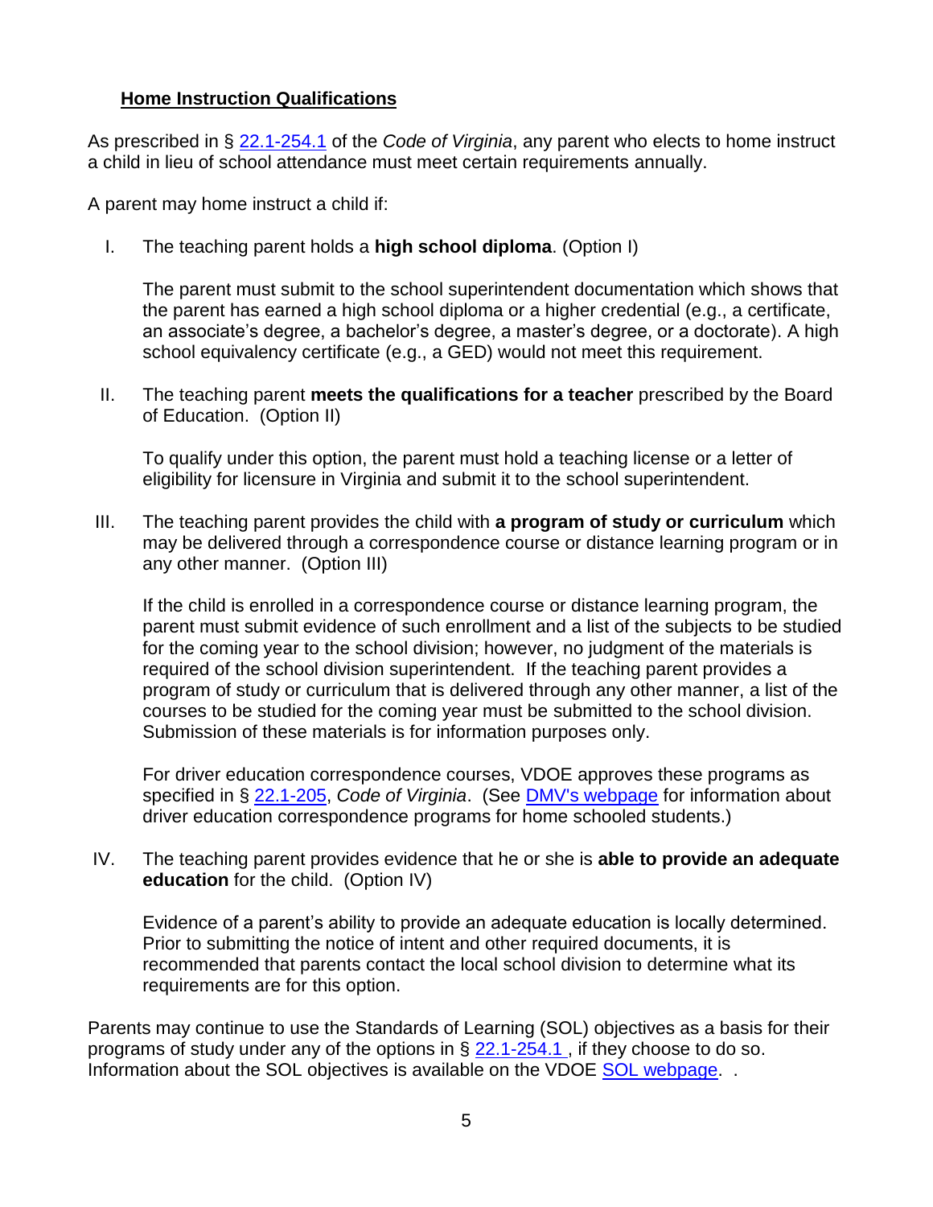## Home Instruction Qualifications

As prescribed in § 22.1-254.1 of the *Code of Virginia*, any parent who elects to home instruct a child in lieu of school attendance must meet certain requirements annually.

A parent may home instruct a child if:

I. The teaching parent holds a **high school diploma**. (Option I)

   The parent must submit to the school superintendent documentation which shows that the parent has earned a high school diploma or a higher credential (e.g., a certificate, an associate's degree, a bachelor's degree, a master's degree, or a doctorate). A high school equivalency certificate (e.g., a GED) would not meet this requirement.

II. The teaching parent **meets the qualifications for a teacher** prescribed by the Board of Education. (Option II)

   To qualify under this option, the parent must hold a teaching license or a letter of eligibility for licensure in Virginia and submit it to the school superintendent.

III. The teaching parent provides the child with **a program of study or curriculum** which may be delivered through a correspondence course or distance learning program or in any other manner. (Option III)

   If the child is enrolled in a correspondence course or distance learning program, the parent must submit evidence of such enrollment and a list of the subjects to be studied for the coming year to the school division; however, no judgment of the materials is required of the school division superintendent. If the teaching parent provides a program of study or curriculum that is delivered through any other manner, a list of the courses to be studied for the coming year must be submitted to the school division. Submission of these materials is for information purposes only.

   For driver education correspondence courses, VDOE approves these programs as specified in § 22.1-205, *Code of Virginia*. (See DMV's webpage for information about driver education correspondence programs for home schooled students.)

IV. The teaching parent provides evidence that he or she is **able to provide an adequate education** for the child. (Option IV)

   Evidence of a parent's ability to provide an adequate education is locally determined. Prior to submitting the notice of intent and other required documents, it is recommended that parents contact the local school division to determine what its requirements are for this option.

Parents may continue to use the Standards of Learning (SOL) objectives as a basis for their programs of study under any of the options in § 22.1-254.1 , if they choose to do so. Information about the SOL objectives is available on the VDOE SOL webpage. .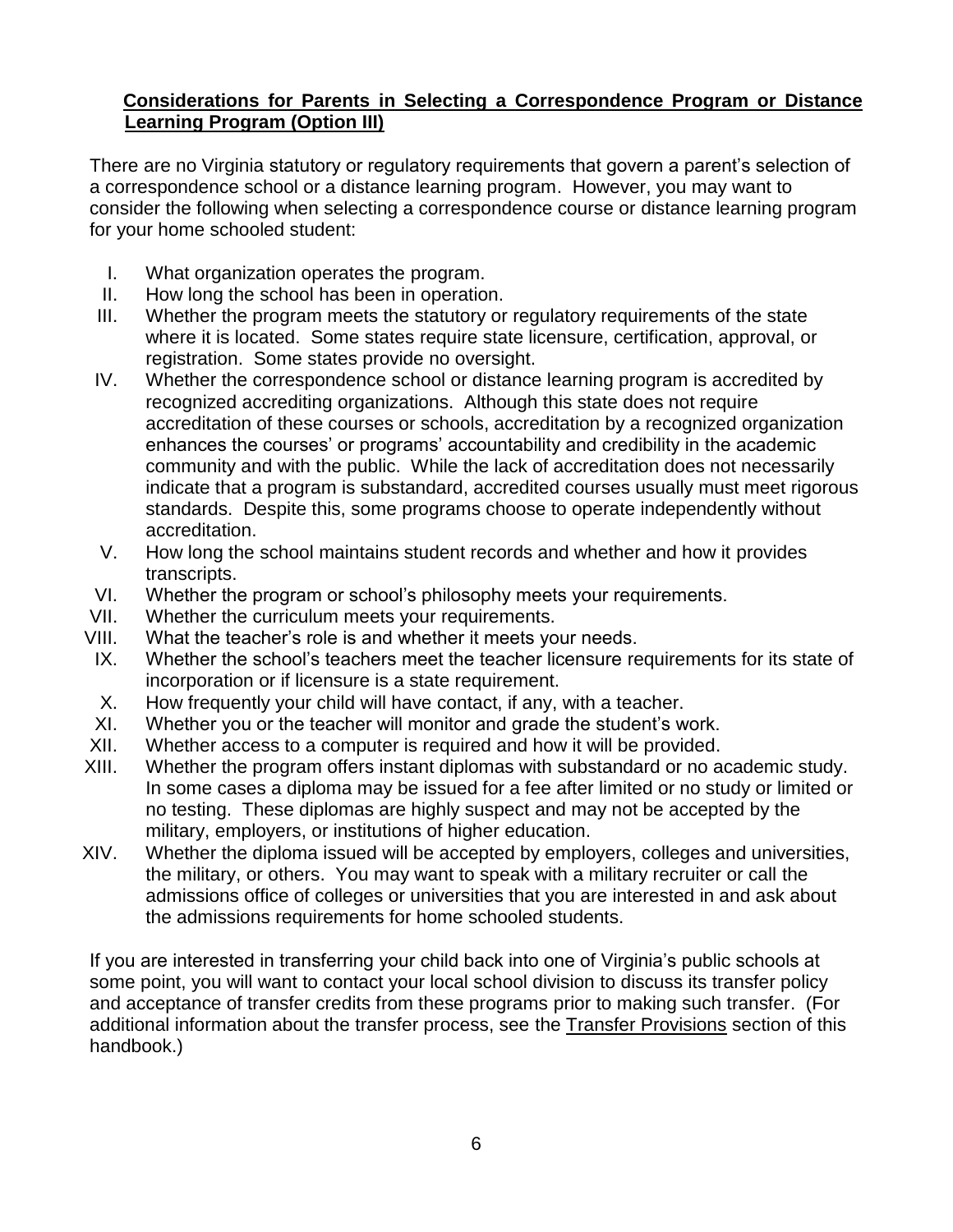## **Considerations for Parents in Selecting a Correspondence Program or Distance Learning Program (Option III)**

There are no Virginia statutory or regulatory requirements that govern a parent's selection of a correspondence school or a distance learning program. However, you may want to consider the following when selecting a correspondence course or distance learning program for your home schooled student:

I. What organization operates the program.

II. How long the school has been in operation.

III. Whether the program meets the statutory or regulatory requirements of the state where it is located. Some states require state licensure, certification, approval, or registration. Some states provide no oversight.

IV. Whether the correspondence school or distance learning program is accredited by recognized accrediting organizations. Although this state does not require accreditation of these courses or schools, accreditation by a recognized organization enhances the courses' or programs' accountability and credibility in the academic community and with the public. While the lack of accreditation does not necessarily indicate that a program is substandard, accredited courses usually must meet rigorous standards. Despite this, some programs choose to operate independently without accreditation.

V. How long the school maintains student records and whether and how it provides transcripts.

VI. Whether the program or school's philosophy meets your requirements.

VII. Whether the curriculum meets your requirements.

VIII. What the teacher's role is and whether it meets your needs.

IX. Whether the school's teachers meet the teacher licensure requirements for its state of incorporation or if licensure is a state requirement.

X. How frequently your child will have contact, if any, with a teacher.

XI. Whether you or the teacher will monitor and grade the student's work.

XII. Whether access to a computer is required and how it will be provided.

XIII. Whether the program offers instant diplomas with substandard or no academic study. In some cases a diploma may be issued for a fee after limited or no study or limited or no testing. These diplomas are highly suspect and may not be accepted by the military, employers, or institutions of higher education.

XIV. Whether the diploma issued will be accepted by employers, colleges and universities, the military, or others. You may want to speak with a military recruiter or call the admissions office of colleges or universities that you are interested in and ask about the admissions requirements for home schooled students.

If you are interested in transferring your child back into one of Virginia's public schools at some point, you will want to contact your local school division to discuss its transfer policy and acceptance of transfer credits from these programs prior to making such transfer. (For additional information about the transfer process, see the Transfer Provisions section of this handbook.)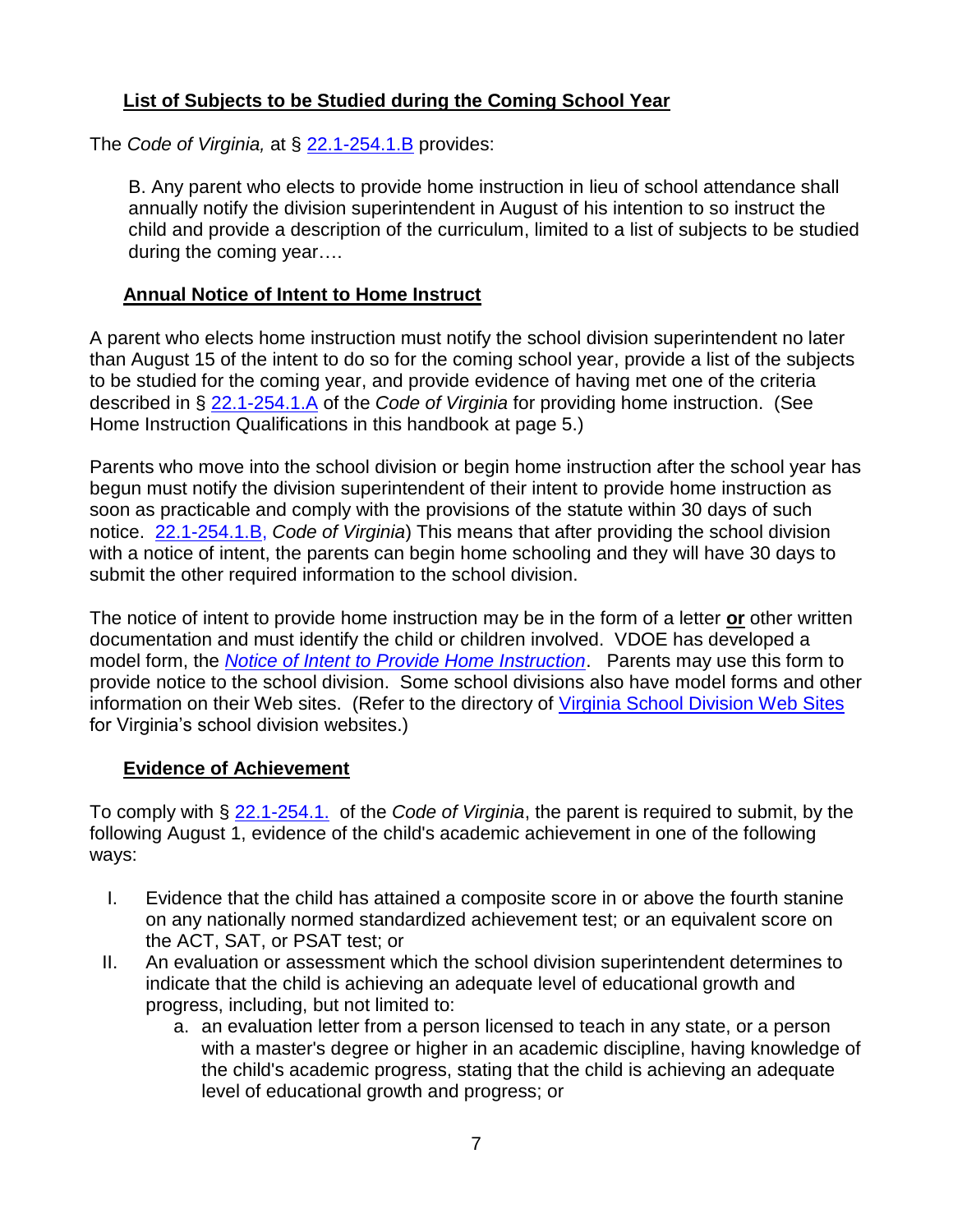## List of Subjects to be Studied during the Coming School Year

The *Code of Virginia,* at § 22.1-254.1.B provides:

> B. Any parent who elects to provide home instruction in lieu of school attendance shall annually notify the division superintendent in August of his intention to so instruct the child and provide a description of the curriculum, limited to a list of subjects to be studied during the coming year….

## Annual Notice of Intent to Home Instruct

A parent who elects home instruction must notify the school division superintendent no later than August 15 of the intent to do so for the coming school year, provide a list of the subjects to be studied for the coming year, and provide evidence of having met one of the criteria described in § 22.1-254.1.A of the *Code of Virginia* for providing home instruction. (See Home Instruction Qualifications in this handbook at page 5.)

Parents who move into the school division or begin home instruction after the school year has begun must notify the division superintendent of their intent to provide home instruction as soon as practicable and comply with the provisions of the statute within 30 days of such notice. 22.1-254.1.B, *Code of Virginia*) This means that after providing the school division with a notice of intent, the parents can begin home schooling and they will have 30 days to submit the other required information to the school division.

The notice of intent to provide home instruction may be in the form of a letter **or** other written documentation and must identify the child or children involved. VDOE has developed a model form, the *Notice of Intent to Provide Home Instruction*. Parents may use this form to provide notice to the school division. Some school divisions also have model forms and other information on their Web sites. (Refer to the directory of Virginia School Division Web Sites for Virginia's school division websites.)

## Evidence of Achievement

To comply with § 22.1-254.1. of the *Code of Virginia*, the parent is required to submit, by the following August 1, evidence of the child's academic achievement in one of the following ways:

I. Evidence that the child has attained a composite score in or above the fourth stanine on any nationally normed standardized achievement test; or an equivalent score on the ACT, SAT, or PSAT test; or
II. An evaluation or assessment which the school division superintendent determines to indicate that the child is achieving an adequate level of educational growth and progress, including, but not limited to:
    a. an evaluation letter from a person licensed to teach in any state, or a person with a master's degree or higher in an academic discipline, having knowledge of the child's academic progress, stating that the child is achieving an adequate level of educational growth and progress; or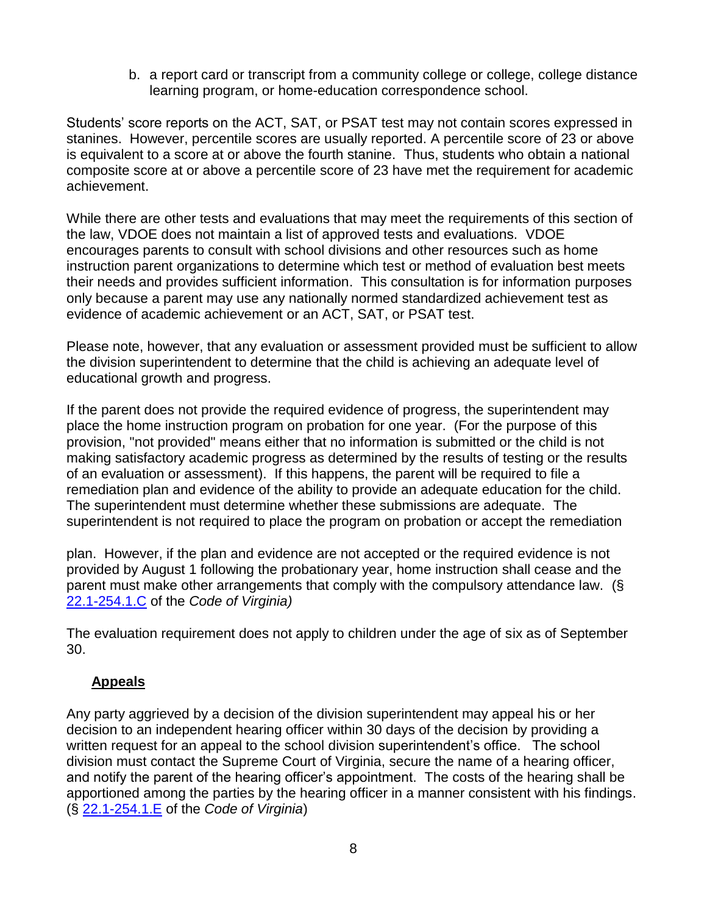b. a report card or transcript from a community college or college, college distance learning program, or home-education correspondence school.

Students' score reports on the ACT, SAT, or PSAT test may not contain scores expressed in stanines. However, percentile scores are usually reported. A percentile score of 23 or above is equivalent to a score at or above the fourth stanine. Thus, students who obtain a national composite score at or above a percentile score of 23 have met the requirement for academic achievement.

While there are other tests and evaluations that may meet the requirements of this section of the law, VDOE does not maintain a list of approved tests and evaluations. VDOE encourages parents to consult with school divisions and other resources such as home instruction parent organizations to determine which test or method of evaluation best meets their needs and provides sufficient information. This consultation is for information purposes only because a parent may use any nationally normed standardized achievement test as evidence of academic achievement or an ACT, SAT, or PSAT test.

Please note, however, that any evaluation or assessment provided must be sufficient to allow the division superintendent to determine that the child is achieving an adequate level of educational growth and progress.

If the parent does not provide the required evidence of progress, the superintendent may place the home instruction program on probation for one year. (For the purpose of this provision, "not provided" means either that no information is submitted or the child is not making satisfactory academic progress as determined by the results of testing or the results of an evaluation or assessment). If this happens, the parent will be required to file a remediation plan and evidence of the ability to provide an adequate education for the child. The superintendent must determine whether these submissions are adequate. The superintendent is not required to place the program on probation or accept the remediation plan. However, if the plan and evidence are not accepted or the required evidence is not provided by August 1 following the probationary year, home instruction shall cease and the parent must make other arrangements that comply with the compulsory attendance law. (§ 22.1-254.1.C of the *Code of Virginia)*

The evaluation requirement does not apply to children under the age of six as of September 30.

## Appeals

Any party aggrieved by a decision of the division superintendent may appeal his or her decision to an independent hearing officer within 30 days of the decision by providing a written request for an appeal to the school division superintendent's office. The school division must contact the Supreme Court of Virginia, secure the name of a hearing officer, and notify the parent of the hearing officer's appointment. The costs of the hearing shall be apportioned among the parties by the hearing officer in a manner consistent with his findings. (§ 22.1-254.1.E of the *Code of Virginia*)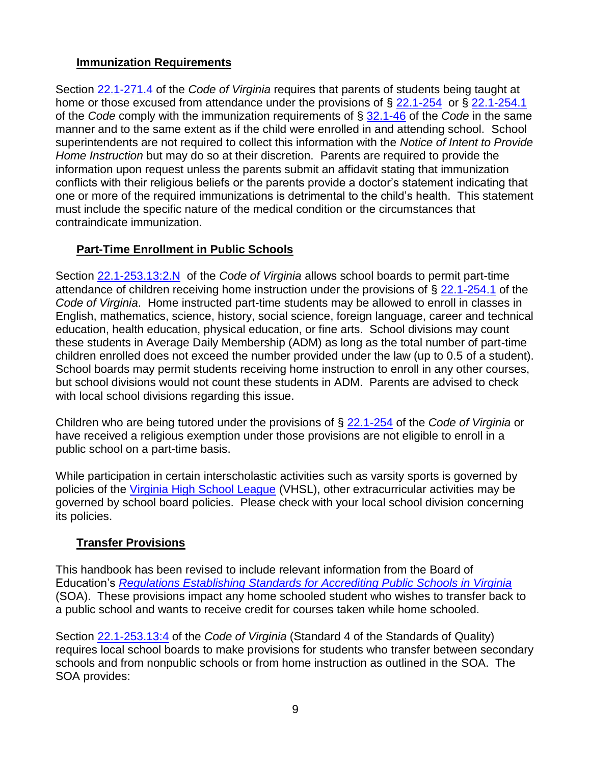## Immunization Requirements

Section [22.1-271.4](#) of the *Code of Virginia* requires that parents of students being taught at home or those excused from attendance under the provisions of § [22.1-254](#) or § [22.1-254.1](#) of the *Code* comply with the immunization requirements of § [32.1-46](#) of the *Code* in the same manner and to the same extent as if the child were enrolled in and attending school. School superintendents are not required to collect this information with the *Notice of Intent to Provide Home Instruction* but may do so at their discretion. Parents are required to provide the information upon request unless the parents submit an affidavit stating that immunization conflicts with their religious beliefs or the parents provide a doctor's statement indicating that one or more of the required immunizations is detrimental to the child's health. This statement must include the specific nature of the medical condition or the circumstances that contraindicate immunization.

## Part-Time Enrollment in Public Schools

Section [22.1-253.13:2.N](#) of the *Code of Virginia* allows school boards to permit part-time attendance of children receiving home instruction under the provisions of § [22.1-254.1](#) of the *Code of Virginia*. Home instructed part-time students may be allowed to enroll in classes in English, mathematics, science, history, social science, foreign language, career and technical education, health education, physical education, or fine arts. School divisions may count these students in Average Daily Membership (ADM) as long as the total number of part-time children enrolled does not exceed the number provided under the law (up to 0.5 of a student). School boards may permit students receiving home instruction to enroll in any other courses, but school divisions would not count these students in ADM. Parents are advised to check with local school divisions regarding this issue.

Children who are being tutored under the provisions of § [22.1-254](#) of the *Code of Virginia* or have received a religious exemption under those provisions are not eligible to enroll in a public school on a part-time basis.

While participation in certain interscholastic activities such as varsity sports is governed by policies of the [Virginia High School League](#) (VHSL), other extracurricular activities may be governed by school board policies. Please check with your local school division concerning its policies.

## Transfer Provisions

This handbook has been revised to include relevant information from the Board of Education's *[Regulations Establishing Standards for Accrediting Public Schools in Virginia](#)* (SOA). These provisions impact any home schooled student who wishes to transfer back to a public school and wants to receive credit for courses taken while home schooled.

Section [22.1-253.13:4](#) of the *Code of Virginia* (Standard 4 of the Standards of Quality) requires local school boards to make provisions for students who transfer between secondary schools and from nonpublic schools or from home instruction as outlined in the SOA. The SOA provides: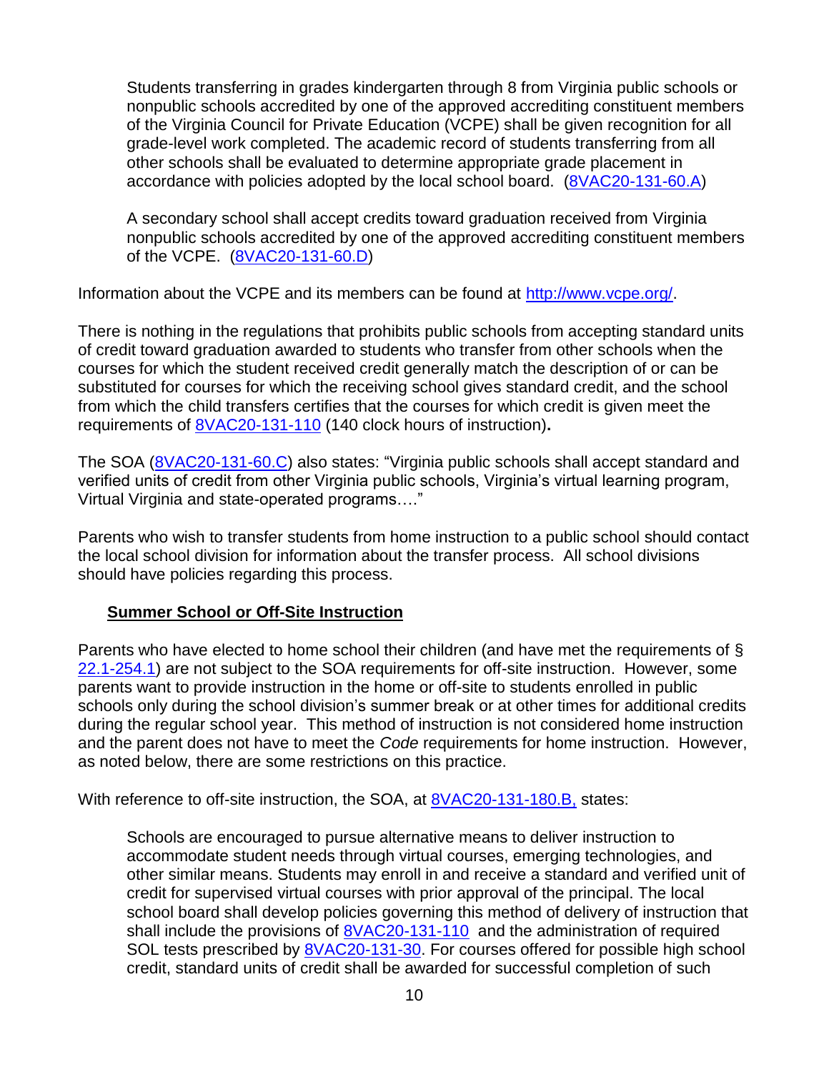> Students transferring in grades kindergarten through 8 from Virginia public schools or nonpublic schools accredited by one of the approved accrediting constituent members of the Virginia Council for Private Education (VCPE) shall be given recognition for all grade-level work completed. The academic record of students transferring from all other schools shall be evaluated to determine appropriate grade placement in accordance with policies adopted by the local school board. (8VAC20-131-60.A)
>
> A secondary school shall accept credits toward graduation received from Virginia nonpublic schools accredited by one of the approved accrediting constituent members of the VCPE. (8VAC20-131-60.D)

Information about the VCPE and its members can be found at http://www.vcpe.org/.

There is nothing in the regulations that prohibits public schools from accepting standard units of credit toward graduation awarded to students who transfer from other schools when the courses for which the student received credit generally match the description of or can be substituted for courses for which the receiving school gives standard credit, and the school from which the child transfers certifies that the courses for which credit is given meet the requirements of 8VAC20-131-110 (140 clock hours of instruction)**.**

The SOA (8VAC20-131-60.C) also states: "Virginia public schools shall accept standard and verified units of credit from other Virginia public schools, Virginia's virtual learning program, Virtual Virginia and state-operated programs…."

Parents who wish to transfer students from home instruction to a public school should contact the local school division for information about the transfer process. All school divisions should have policies regarding this process.

### **Summer School or Off-Site Instruction**

Parents who have elected to home school their children (and have met the requirements of § 22.1-254.1) are not subject to the SOA requirements for off-site instruction. However, some parents want to provide instruction in the home or off-site to students enrolled in public schools only during the school division's summer break or at other times for additional credits during the regular school year. This method of instruction is not considered home instruction and the parent does not have to meet the *Code* requirements for home instruction. However, as noted below, there are some restrictions on this practice.

With reference to off-site instruction, the SOA, at 8VAC20-131-180.B, states:

> Schools are encouraged to pursue alternative means to deliver instruction to accommodate student needs through virtual courses, emerging technologies, and other similar means. Students may enroll in and receive a standard and verified unit of credit for supervised virtual courses with prior approval of the principal. The local school board shall develop policies governing this method of delivery of instruction that shall include the provisions of 8VAC20-131-110 and the administration of required SOL tests prescribed by 8VAC20-131-30. For courses offered for possible high school credit, standard units of credit shall be awarded for successful completion of such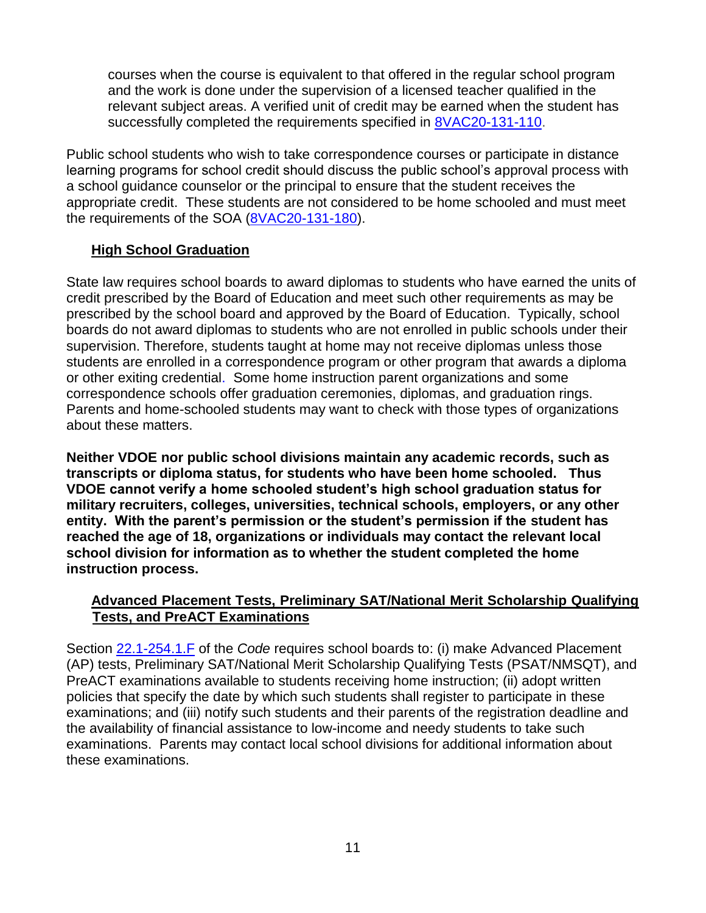courses when the course is equivalent to that offered in the regular school program and the work is done under the supervision of a licensed teacher qualified in the relevant subject areas. A verified unit of credit may be earned when the student has successfully completed the requirements specified in [8VAC20-131-110](8VAC20-131-110).

Public school students who wish to take correspondence courses or participate in distance learning programs for school credit should discuss the public school's approval process with a school guidance counselor or the principal to ensure that the student receives the appropriate credit. These students are not considered to be home schooled and must meet the requirements of the SOA ([8VAC20-131-180](8VAC20-131-180)).

## High School Graduation

State law requires school boards to award diplomas to students who have earned the units of credit prescribed by the Board of Education and meet such other requirements as may be prescribed by the school board and approved by the Board of Education. Typically, school boards do not award diplomas to students who are not enrolled in public schools under their supervision. Therefore, students taught at home may not receive diplomas unless those students are enrolled in a correspondence program or other program that awards a diploma or other exiting credential. Some home instruction parent organizations and some correspondence schools offer graduation ceremonies, diplomas, and graduation rings. Parents and home-schooled students may want to check with those types of organizations about these matters.

**Neither VDOE nor public school divisions maintain any academic records, such as transcripts or diploma status, for students who have been home schooled. Thus VDOE cannot verify a home schooled student's high school graduation status for military recruiters, colleges, universities, technical schools, employers, or any other entity. With the parent's permission or the student's permission if the student has reached the age of 18, organizations or individuals may contact the relevant local school division for information as to whether the student completed the home instruction process.**

## Advanced Placement Tests, Preliminary SAT/National Merit Scholarship Qualifying Tests, and PreACT Examinations

Section [22.1-254.1.F](22.1-254.1.F) of the *Code* requires school boards to: (i) make Advanced Placement (AP) tests, Preliminary SAT/National Merit Scholarship Qualifying Tests (PSAT/NMSQT), and PreACT examinations available to students receiving home instruction; (ii) adopt written policies that specify the date by which such students shall register to participate in these examinations; and (iii) notify such students and their parents of the registration deadline and the availability of financial assistance to low-income and needy students to take such examinations. Parents may contact local school divisions for additional information about these examinations.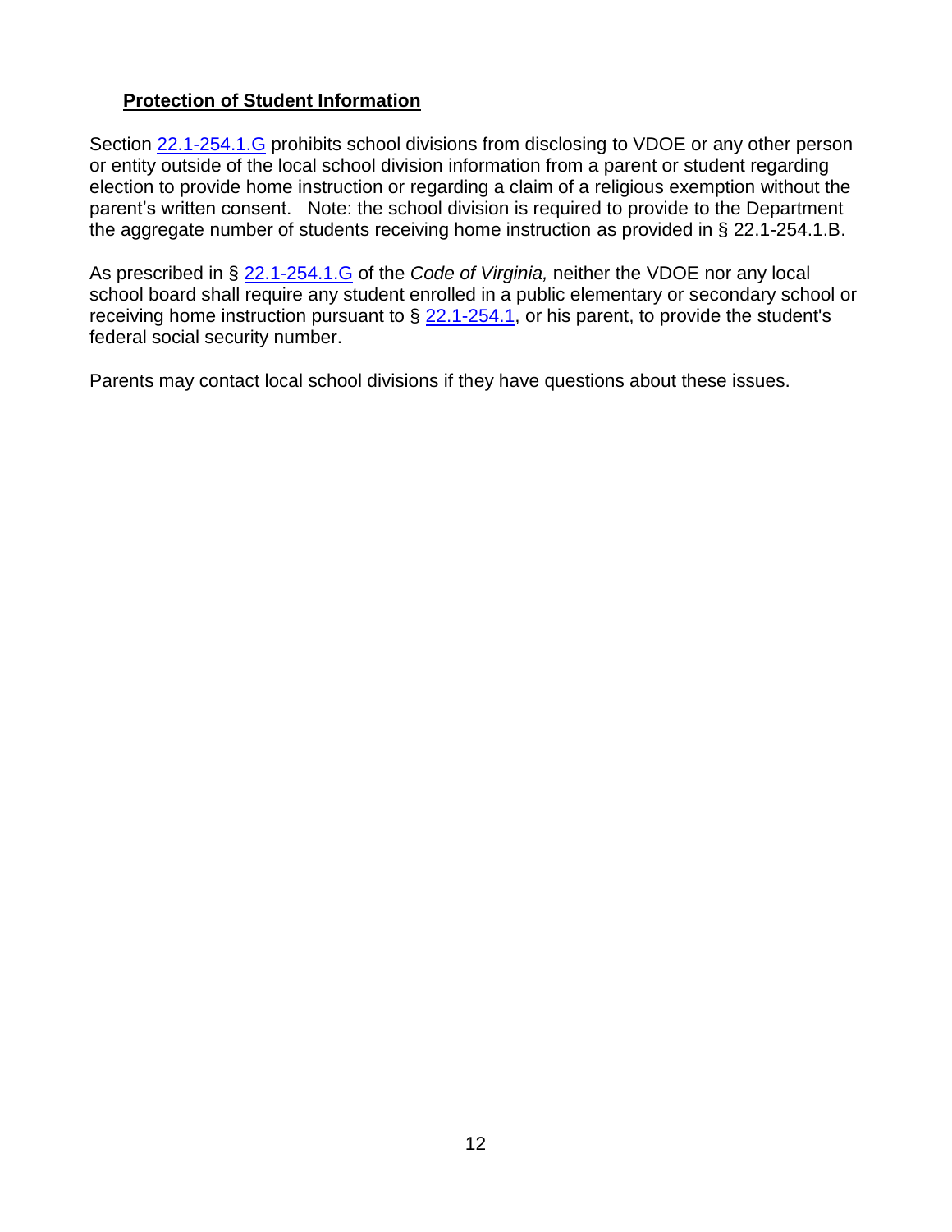### **Protection of Student Information**

Section 22.1-254.1.G prohibits school divisions from disclosing to VDOE or any other person or entity outside of the local school division information from a parent or student regarding election to provide home instruction or regarding a claim of a religious exemption without the parent's written consent. Note: the school division is required to provide to the Department the aggregate number of students receiving home instruction as provided in § 22.1-254.1.B.

As prescribed in § 22.1-254.1.G of the *Code of Virginia,* neither the VDOE nor any local school board shall require any student enrolled in a public elementary or secondary school or receiving home instruction pursuant to § 22.1-254.1, or his parent, to provide the student's federal social security number.

Parents may contact local school divisions if they have questions about these issues.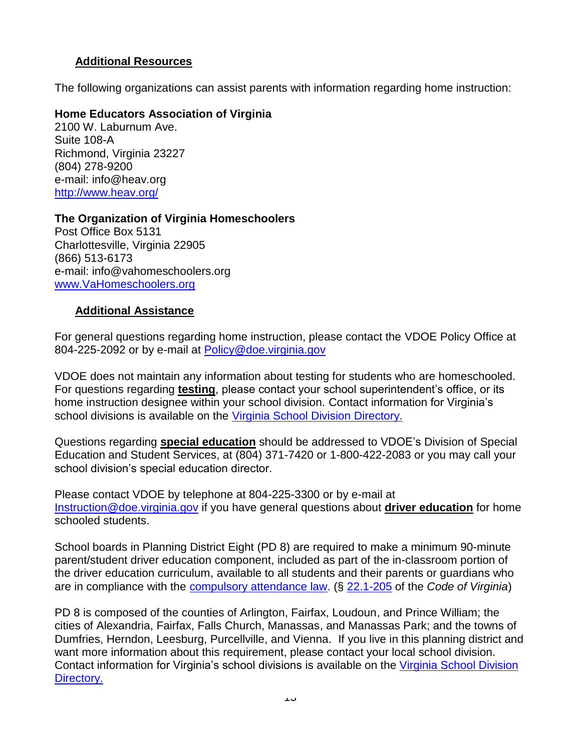## Additional Resources

The following organizations can assist parents with information regarding home instruction:

**Home Educators Association of Virginia**
2100 W. Laburnum Ave.
Suite 108-A
Richmond, Virginia 23227
(804) 278-9200
e-mail: info@heav.org
http://www.heav.org/

**The Organization of Virginia Homeschoolers**
Post Office Box 5131
Charlottesville, Virginia 22905
(866) 513-6173
e-mail: info@vahomeschoolers.org
www.VaHomeschoolers.org

## Additional Assistance

For general questions regarding home instruction, please contact the VDOE Policy Office at 804-225-2092 or by e-mail at Policy@doe.virginia.gov

VDOE does not maintain any information about testing for students who are homeschooled. For questions regarding **testing**, please contact your school superintendent's office, or its home instruction designee within your school division. Contact information for Virginia's school divisions is available on the Virginia School Division Directory.

Questions regarding **special education** should be addressed to VDOE's Division of Special Education and Student Services, at (804) 371-7420 or 1-800-422-2083 or you may call your school division's special education director.

Please contact VDOE by telephone at 804-225-3300 or by e-mail at Instruction@doe.virginia.gov if you have general questions about **driver education** for home schooled students.

School boards in Planning District Eight (PD 8) are required to make a minimum 90-minute parent/student driver education component, included as part of the in-classroom portion of the driver education curriculum, available to all students and their parents or guardians who are in compliance with the compulsory attendance law. (§ 22.1-205 of the *Code of Virginia*)

PD 8 is composed of the counties of Arlington, Fairfax, Loudoun, and Prince William; the cities of Alexandria, Fairfax, Falls Church, Manassas, and Manassas Park; and the towns of Dumfries, Herndon, Leesburg, Purcellville, and Vienna. If you live in this planning district and want more information about this requirement, please contact your local school division. Contact information for Virginia's school divisions is available on the Virginia School Division Directory.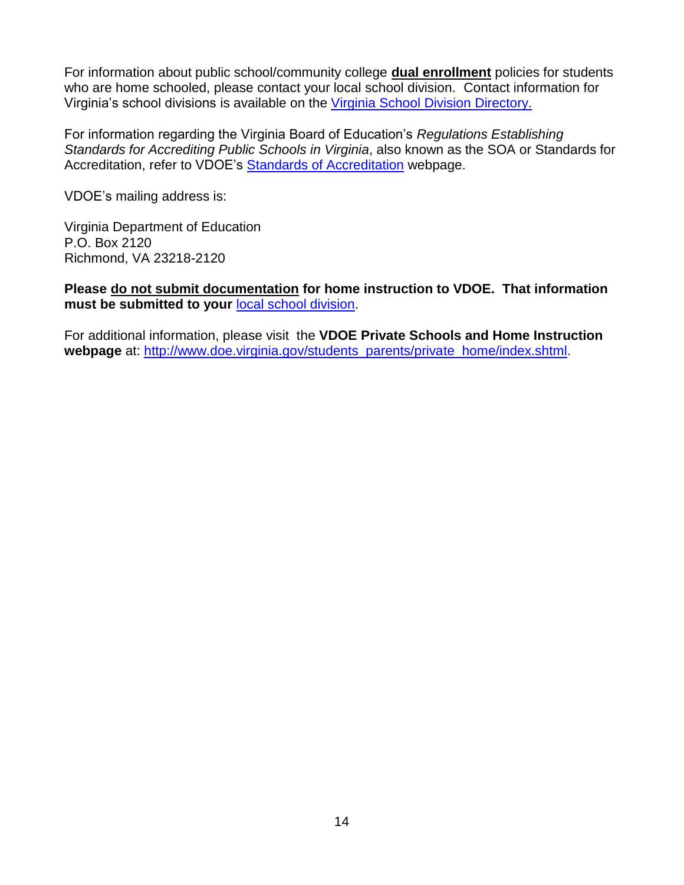For information about public school/community college **dual enrollment** policies for students who are home schooled, please contact your local school division. Contact information for Virginia's school divisions is available on the Virginia School Division Directory.

For information regarding the Virginia Board of Education's *Regulations Establishing Standards for Accrediting Public Schools in Virginia*, also known as the SOA or Standards for Accreditation, refer to VDOE's Standards of Accreditation webpage.

VDOE's mailing address is:

Virginia Department of Education
P.O. Box 2120
Richmond, VA 23218-2120

**Please do not submit documentation for home instruction to VDOE. That information must be submitted to your** local school division.

For additional information, please visit the **VDOE Private Schools and Home Instruction webpage** at: http://www.doe.virginia.gov/students_parents/private_home/index.shtml.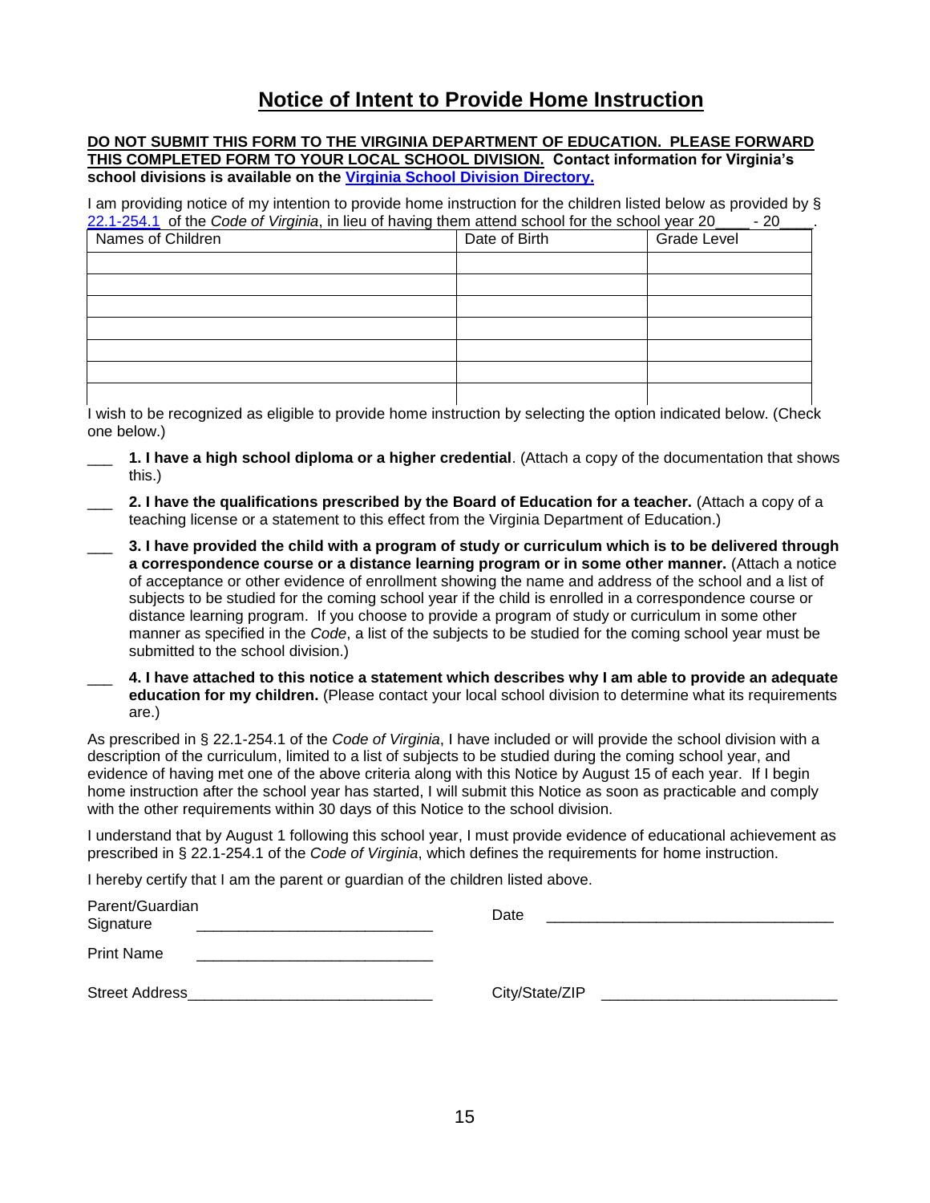# Notice of Intent to Provide Home Instruction

**DO NOT SUBMIT THIS FORM TO THE VIRGINIA DEPARTMENT OF EDUCATION. PLEASE FORWARD THIS COMPLETED FORM TO YOUR LOCAL SCHOOL DIVISION. Contact information for Virginia's school divisions is available on the Virginia School Division Directory.**

I am providing notice of my intention to provide home instruction for the children listed below as provided by § 22.1-254.1 of the *Code of Virginia*, in lieu of having them attend school for the school year 20____ - 20____.

| Names of Children | Date of Birth | Grade Level |
|---|---|---|
| | | |
| | | |
| | | |
| | | |
| | | |
| | | |
| | | |

I wish to be recognized as eligible to provide home instruction by selecting the option indicated below. (Check one below.)

___ **1. I have a high school diploma or a higher credential**. (Attach a copy of the documentation that shows this.)

___ **2. I have the qualifications prescribed by the Board of Education for a teacher.** (Attach a copy of a teaching license or a statement to this effect from the Virginia Department of Education.)

___ **3. I have provided the child with a program of study or curriculum which is to be delivered through a correspondence course or a distance learning program or in some other manner.** (Attach a notice of acceptance or other evidence of enrollment showing the name and address of the school and a list of subjects to be studied for the coming school year if the child is enrolled in a correspondence course or distance learning program. If you choose to provide a program of study or curriculum in some other manner as specified in the *Code*, a list of the subjects to be studied for the coming school year must be submitted to the school division.)

___ **4. I have attached to this notice a statement which describes why I am able to provide an adequate education for my children.** (Please contact your local school division to determine what its requirements are.)

As prescribed in § 22.1-254.1 of the *Code of Virginia*, I have included or will provide the school division with a description of the curriculum, limited to a list of subjects to be studied during the coming school year, and evidence of having met one of the above criteria along with this Notice by August 15 of each year. If I begin home instruction after the school year has started, I will submit this Notice as soon as practicable and comply with the other requirements within 30 days of this Notice to the school division.

I understand that by August 1 following this school year, I must provide evidence of educational achievement as prescribed in § 22.1-254.1 of the *Code of Virginia*, which defines the requirements for home instruction.

I hereby certify that I am the parent or guardian of the children listed above.

Parent/Guardian Signature ___________________________ Date ___________________________

Print Name ___________________________

Street Address ___________________________ City/State/ZIP ___________________________